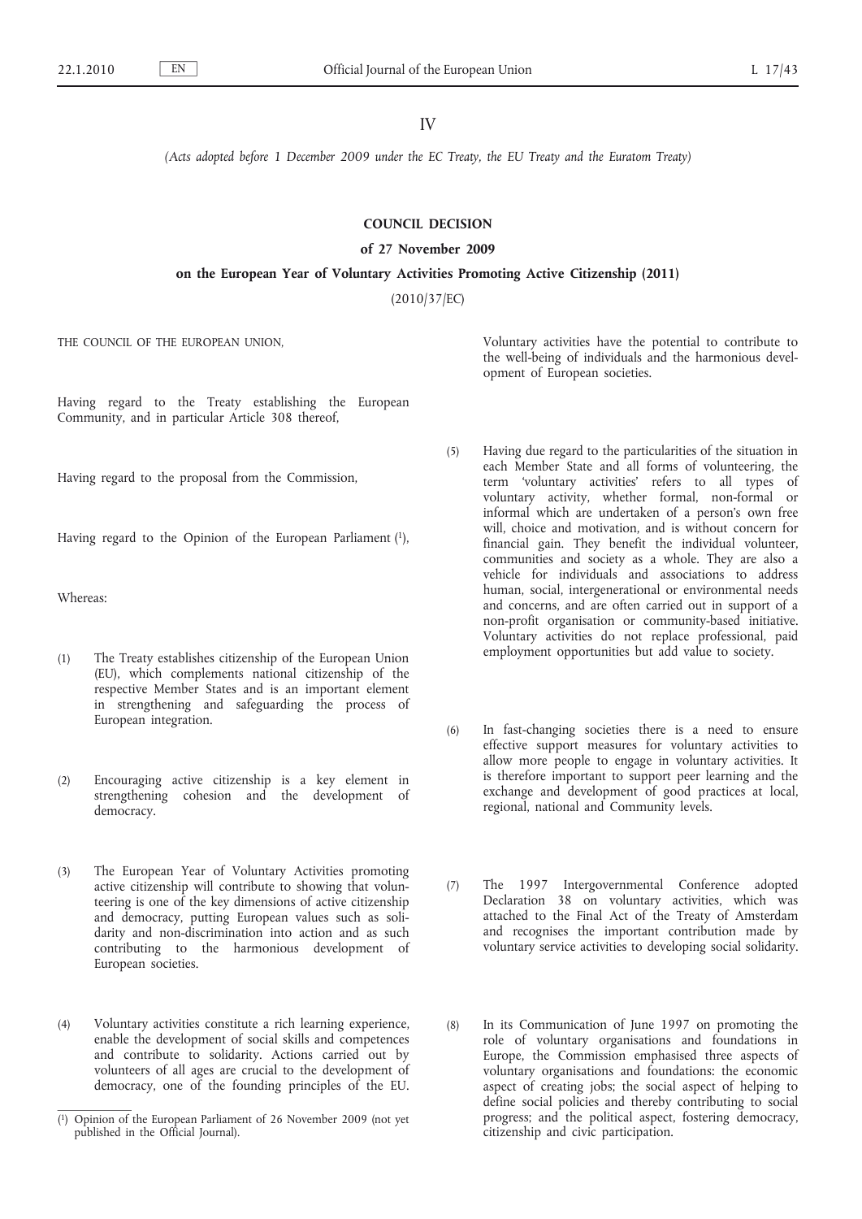IV

*(Acts adopted before 1 December 2009 under the EC Treaty, the EU Treaty and the Euratom Treaty)*

## COUNCIL DECISION

### of 27 November 2009

### on the European Year of Voluntary Activities Promoting Active Citizenship (2011)

(2010/37/EC)

THE COUNCIL OF THE EUROPEAN UNION,

Having regard to the Treaty establishing the European Community, and in particular Article 308 thereof,

Having regard to the proposal from the Commission,

Having regard to the Opinion of the European Parliament [1],

Whereas:

(1) The Treaty establishes citizenship of the European Union (EU), which complements national citizenship of the respective Member States and is an important element in strengthening and safeguarding the process of European integration.

(2) Encouraging active citizenship is a key element in strengthening cohesion and the development of democracy.

(3) The European Year of Voluntary Activities promoting active citizenship will contribute to showing that volunteering is one of the key dimensions of active citizenship and democracy, putting European values such as solidarity and non-discrimination into action and as such contributing to the harmonious development of European societies.

(4) Voluntary activities constitute a rich learning experience, enable the development of social skills and competences and contribute to solidarity. Actions carried out by volunteers of all ages are crucial to the development of democracy, one of the founding principles of the EU. Voluntary activities have the potential to contribute to the well-being of individuals and the harmonious development of European societies.

(5) Having due regard to the particularities of the situation in each Member State and all forms of volunteering, the term 'voluntary activities' refers to all types of voluntary activity, whether formal, non-formal or informal which are undertaken of a person's own free will, choice and motivation, and is without concern for financial gain. They benefit the individual volunteer, communities and society as a whole. They are also a vehicle for individuals and associations to address human, social, intergenerational or environmental needs and concerns, and are often carried out in support of a non-profit organisation or community-based initiative. Voluntary activities do not replace professional, paid employment opportunities but add value to society.

(6) In fast-changing societies there is a need to ensure effective support measures for voluntary activities to allow more people to engage in voluntary activities. It is therefore important to support peer learning and the exchange and development of good practices at local, regional, national and Community levels.

(7) The 1997 Intergovernmental Conference adopted Declaration 38 on voluntary activities, which was attached to the Final Act of the Treaty of Amsterdam and recognises the important contribution made by voluntary service activities to developing social solidarity.

(8) In its Communication of June 1997 on promoting the role of voluntary organisations and foundations in Europe, the Commission emphasised three aspects of voluntary organisations and foundations: the economic aspect of creating jobs; the social aspect of helping to define social policies and thereby contributing to social progress; and the political aspect, fostering democracy, citizenship and civic participation.

---

[1] Opinion of the European Parliament of 26 November 2009 (not yet published in the Official Journal).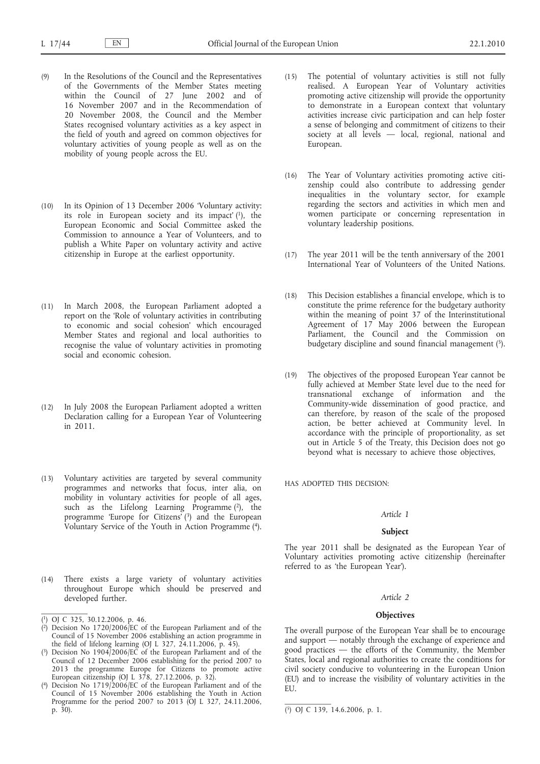(9) In the Resolutions of the Council and the Representatives of the Governments of the Member States meeting within the Council of 27 June 2002 and of 16 November 2007 and in the Recommendation of 20 November 2008, the Council and the Member States recognised voluntary activities as a key aspect in the field of youth and agreed on common objectives for voluntary activities of young people as well as on the mobility of young people across the EU.

(10) In its Opinion of 13 December 2006 'Voluntary activity: its role in European society and its impact' [1], the European Economic and Social Committee asked the Commission to announce a Year of Volunteers, and to publish a White Paper on voluntary activity and active citizenship in Europe at the earliest opportunity.

(11) In March 2008, the European Parliament adopted a report on the 'Role of voluntary activities in contributing to economic and social cohesion' which encouraged Member States and regional and local authorities to recognise the value of voluntary activities in promoting social and economic cohesion.

(12) In July 2008 the European Parliament adopted a written Declaration calling for a European Year of Volunteering in 2011.

(13) Voluntary activities are targeted by several community programmes and networks that focus, inter alia, on mobility in voluntary activities for people of all ages, such as the Lifelong Learning Programme [2], the programme 'Europe for Citizens' [3] and the European Voluntary Service of the Youth in Action Programme [4].

(14) There exists a large variety of voluntary activities throughout Europe which should be preserved and developed further.

(15) The potential of voluntary activities is still not fully realised. A European Year of Voluntary activities promoting active citizenship will provide the opportunity to demonstrate in a European context that voluntary activities increase civic participation and can help foster a sense of belonging and commitment of citizens to their society at all levels — local, regional, national and European.

(16) The Year of Voluntary activities promoting active citizenship could also contribute to addressing gender inequalities in the voluntary sector, for example regarding the sectors and activities in which men and women participate or concerning representation in voluntary leadership positions.

(17) The year 2011 will be the tenth anniversary of the 2001 International Year of Volunteers of the United Nations.

(18) This Decision establishes a financial envelope, which is to constitute the prime reference for the budgetary authority within the meaning of point 37 of the Interinstitutional Agreement of 17 May 2006 between the European Parliament, the Council and the Commission on budgetary discipline and sound financial management [5].

(19) The objectives of the proposed European Year cannot be fully achieved at Member State level due to the need for transnational exchange of information and the Community-wide dissemination of good practice, and can therefore, by reason of the scale of the proposed action, be better achieved at Community level. In accordance with the principle of proportionality, as set out in Article 5 of the Treaty, this Decision does not go beyond what is necessary to achieve those objectives,

HAS ADOPTED THIS DECISION:

*Article 1*

**Subject**

The year 2011 shall be designated as the European Year of Voluntary activities promoting active citizenship (hereinafter referred to as 'the European Year').

*Article 2*

**Objectives**

The overall purpose of the European Year shall be to encourage and support — notably through the exchange of experience and good practices — the efforts of the Community, the Member States, local and regional authorities to create the conditions for civil society conducive to volunteering in the European Union (EU) and to increase the visibility of voluntary activities in the EU.

---

[1] OJ C 325, 30.12.2006, p. 46.

[2] Decision No 1720/2006/EC of the European Parliament and of the Council of 15 November 2006 establishing an action programme in the field of lifelong learning (OJ L 327, 24.11.2006, p. 45).

[3] Decision No 1904/2006/EC of the European Parliament and of the Council of 12 December 2006 establishing for the period 2007 to 2013 the programme Europe for Citizens to promote active European citizenship (OJ L 378, 27.12.2006, p. 32).

[4] Decision No 1719/2006/EC of the European Parliament and of the Council of 15 November 2006 establishing the Youth in Action Programme for the period 2007 to 2013 (OJ L 327, 24.11.2006, p. 30).

[5] OJ C 139, 14.6.2006, p. 1.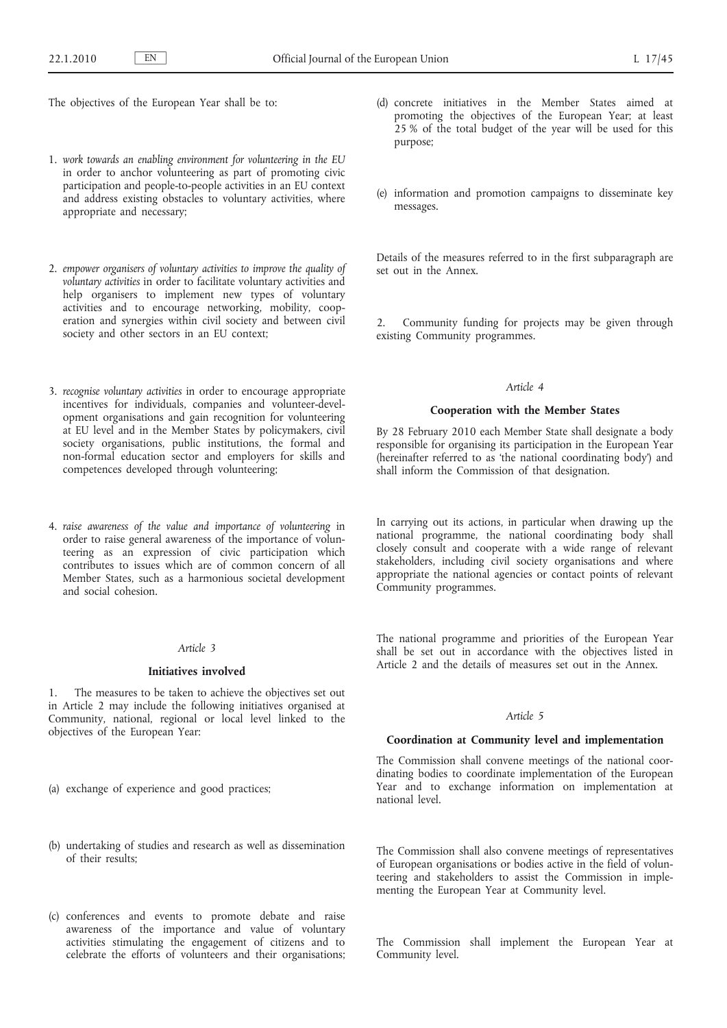The objectives of the European Year shall be to:

1. *work towards an enabling environment for volunteering in the EU* in order to anchor volunteering as part of promoting civic participation and people-to-people activities in an EU context and address existing obstacles to voluntary activities, where appropriate and necessary;

2. *empower organisers of voluntary activities to improve the quality of voluntary activities* in order to facilitate voluntary activities and help organisers to implement new types of voluntary activities and to encourage networking, mobility, cooperation and synergies within civil society and between civil society and other sectors in an EU context;

3. *recognise voluntary activities* in order to encourage appropriate incentives for individuals, companies and volunteer-development organisations and gain recognition for volunteering at EU level and in the Member States by policymakers, civil society organisations, public institutions, the formal and non-formal education sector and employers for skills and competences developed through volunteering;

4. *raise awareness of the value and importance of volunteering* in order to raise general awareness of the importance of volunteering as an expression of civic participation which contributes to issues which are of common concern of all Member States, such as a harmonious societal development and social cohesion.

*Article 3*

**Initiatives involved**

1. The measures to be taken to achieve the objectives set out in Article 2 may include the following initiatives organised at Community, national, regional or local level linked to the objectives of the European Year:

(a) exchange of experience and good practices;

(b) undertaking of studies and research as well as dissemination of their results;

(c) conferences and events to promote debate and raise awareness of the importance and value of voluntary activities stimulating the engagement of citizens and to celebrate the efforts of volunteers and their organisations;

(d) concrete initiatives in the Member States aimed at promoting the objectives of the European Year; at least 25 % of the total budget of the year will be used for this purpose;

(e) information and promotion campaigns to disseminate key messages.

Details of the measures referred to in the first subparagraph are set out in the Annex.

2. Community funding for projects may be given through existing Community programmes.

*Article 4*

**Cooperation with the Member States**

By 28 February 2010 each Member State shall designate a body responsible for organising its participation in the European Year (hereinafter referred to as 'the national coordinating body') and shall inform the Commission of that designation.

In carrying out its actions, in particular when drawing up the national programme, the national coordinating body shall closely consult and cooperate with a wide range of relevant stakeholders, including civil society organisations and where appropriate the national agencies or contact points of relevant Community programmes.

The national programme and priorities of the European Year shall be set out in accordance with the objectives listed in Article 2 and the details of measures set out in the Annex.

*Article 5*

**Coordination at Community level and implementation**

The Commission shall convene meetings of the national coordinating bodies to coordinate implementation of the European Year and to exchange information on implementation at national level.

The Commission shall also convene meetings of representatives of European organisations or bodies active in the field of volunteering and stakeholders to assist the Commission in implementing the European Year at Community level.

The Commission shall implement the European Year at Community level.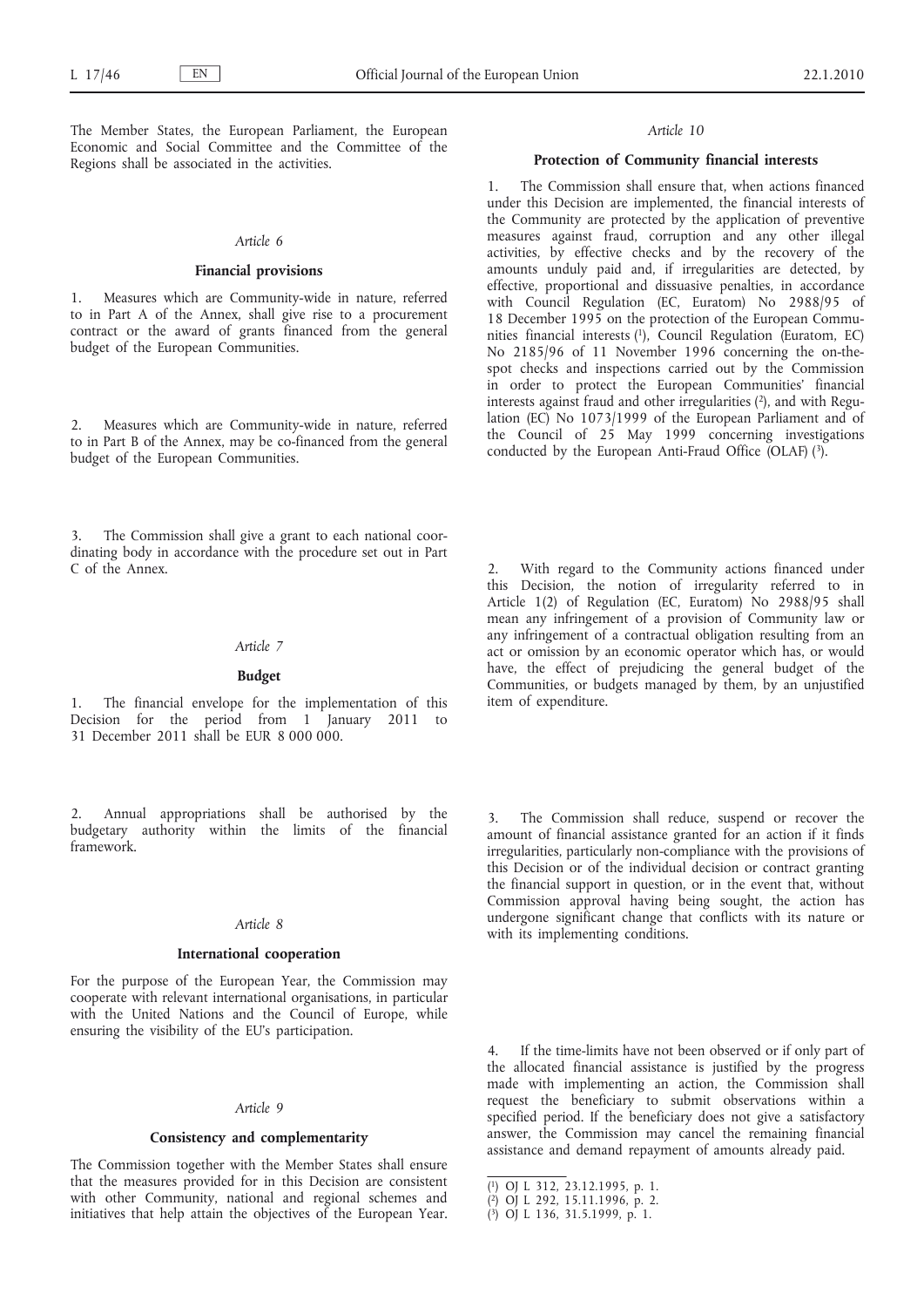The Member States, the European Parliament, the European Economic and Social Committee and the Committee of the Regions shall be associated in the activities.

*Article 6*

**Financial provisions**

1. Measures which are Community-wide in nature, referred to in Part A of the Annex, shall give rise to a procurement contract or the award of grants financed from the general budget of the European Communities.

2. Measures which are Community-wide in nature, referred to in Part B of the Annex, may be co-financed from the general budget of the European Communities.

3. The Commission shall give a grant to each national coordinating body in accordance with the procedure set out in Part C of the Annex.

*Article 7*

**Budget**

1. The financial envelope for the implementation of this Decision for the period from 1 January 2011 to 31 December 2011 shall be EUR 8 000 000.

2. Annual appropriations shall be authorised by the budgetary authority within the limits of the financial framework.

*Article 8*

**International cooperation**

For the purpose of the European Year, the Commission may cooperate with relevant international organisations, in particular with the United Nations and the Council of Europe, while ensuring the visibility of the EU's participation.

*Article 9*

**Consistency and complementarity**

The Commission together with the Member States shall ensure that the measures provided for in this Decision are consistent with other Community, national and regional schemes and initiatives that help attain the objectives of the European Year.

*Article 10*

**Protection of Community financial interests**

1. The Commission shall ensure that, when actions financed under this Decision are implemented, the financial interests of the Community are protected by the application of preventive measures against fraud, corruption and any other illegal activities, by effective checks and by the recovery of the amounts unduly paid and, if irregularities are detected, by effective, proportional and dissuasive penalties, in accordance with Council Regulation (EC, Euratom) No 2988/95 of 18 December 1995 on the protection of the European Communities financial interests [1], Council Regulation (Euratom, EC) No 2185/96 of 11 November 1996 concerning the on-the-spot checks and inspections carried out by the Commission in order to protect the European Communities' financial interests against fraud and other irregularities [2], and with Regulation (EC) No 1073/1999 of the European Parliament and of the Council of 25 May 1999 concerning investigations conducted by the European Anti-Fraud Office (OLAF) [3].

2. With regard to the Community actions financed under this Decision, the notion of irregularity referred to in Article 1(2) of Regulation (EC, Euratom) No 2988/95 shall mean any infringement of a provision of Community law or any infringement of a contractual obligation resulting from an act or omission by an economic operator which has, or would have, the effect of prejudicing the general budget of the Communities, or budgets managed by them, by an unjustified item of expenditure.

3. The Commission shall reduce, suspend or recover the amount of financial assistance granted for an action if it finds irregularities, particularly non-compliance with the provisions of this Decision or of the individual decision or contract granting the financial support in question, or in the event that, without Commission approval having being sought, the action has undergone significant change that conflicts with its nature or with its implementing conditions.

4. If the time-limits have not been observed or if only part of the allocated financial assistance is justified by the progress made with implementing an action, the Commission shall request the beneficiary to submit observations within a specified period. If the beneficiary does not give a satisfactory answer, the Commission may cancel the remaining financial assistance and demand repayment of amounts already paid.

---

[1] OJ L 312, 23.12.1995, p. 1.
[2] OJ L 292, 15.11.1996, p. 2.
[3] OJ L 136, 31.5.1999, p. 1.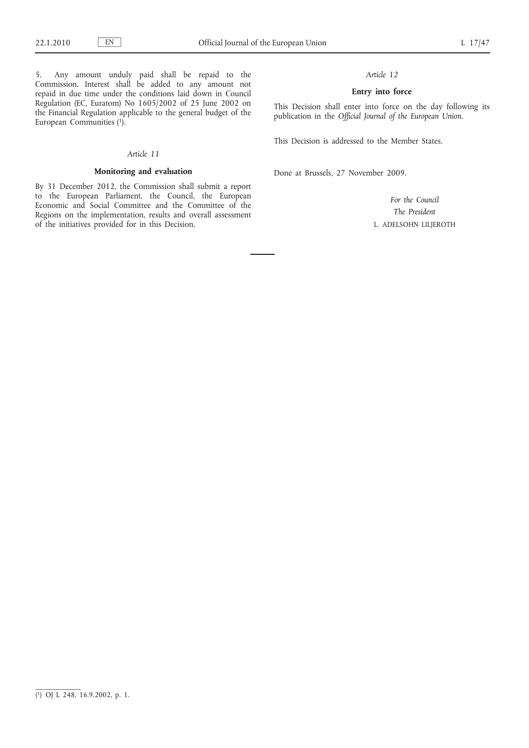5. Any amount unduly paid shall be repaid to the Commission. Interest shall be added to any amount not repaid in due time under the conditions laid down in Council Regulation (EC, Euratom) No 1605/2002 of 25 June 2002 on the Financial Regulation applicable to the general budget of the European Communities [1].

*Article 11*

**Monitoring and evaluation**

By 31 December 2012, the Commission shall submit a report to the European Parliament, the Council, the European Economic and Social Committee and the Committee of the Regions on the implementation, results and overall assessment of the initiatives provided for in this Decision.

*Article 12*

**Entry into force**

This Decision shall enter into force on the day following its publication in the *Official Journal of the European Union*.

This Decision is addressed to the Member States.

Done at Brussels, 27 November 2009.

*For the Council*

*The President*

L. ADELSOHN LILJEROTH

---

[1] OJ L 248, 16.9.2002, p. 1.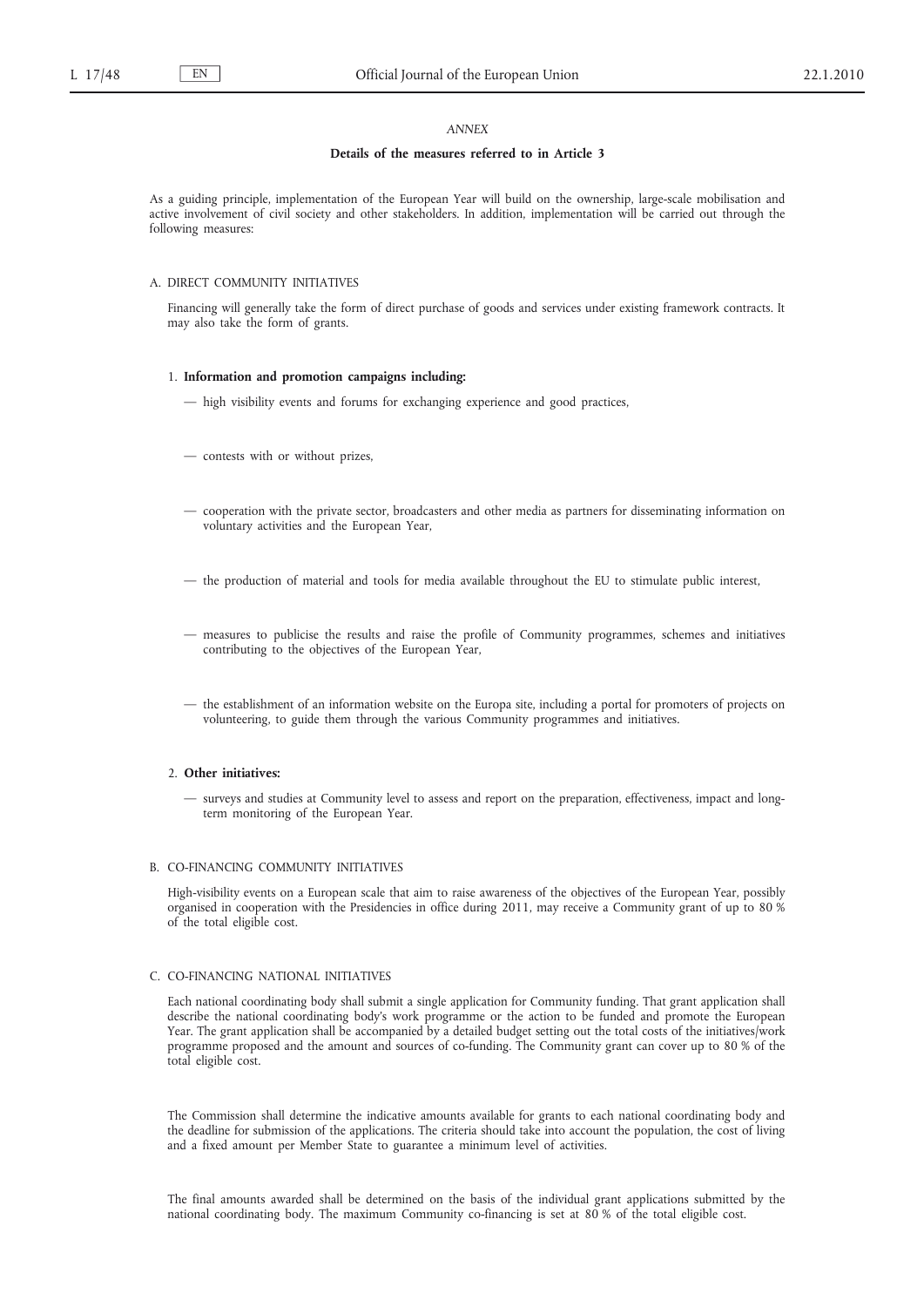*ANNEX*

## Details of the measures referred to in Article 3

As a guiding principle, implementation of the European Year will build on the ownership, large-scale mobilisation and active involvement of civil society and other stakeholders. In addition, implementation will be carried out through the following measures:

### A. DIRECT COMMUNITY INITIATIVES

Financing will generally take the form of direct purchase of goods and services under existing framework contracts. It may also take the form of grants.

1. **Information and promotion campaigns including:**

   — high visibility events and forums for exchanging experience and good practices,

   — contests with or without prizes,

   — cooperation with the private sector, broadcasters and other media as partners for disseminating information on voluntary activities and the European Year,

   — the production of material and tools for media available throughout the EU to stimulate public interest,

   — measures to publicise the results and raise the profile of Community programmes, schemes and initiatives contributing to the objectives of the European Year,

   — the establishment of an information website on the Europa site, including a portal for promoters of projects on volunteering, to guide them through the various Community programmes and initiatives.

2. **Other initiatives:**

   — surveys and studies at Community level to assess and report on the preparation, effectiveness, impact and long-term monitoring of the European Year.

### B. CO-FINANCING COMMUNITY INITIATIVES

High-visibility events on a European scale that aim to raise awareness of the objectives of the European Year, possibly organised in cooperation with the Presidencies in office during 2011, may receive a Community grant of up to 80 % of the total eligible cost.

### C. CO-FINANCING NATIONAL INITIATIVES

Each national coordinating body shall submit a single application for Community funding. That grant application shall describe the national coordinating body's work programme or the action to be funded and promote the European Year. The grant application shall be accompanied by a detailed budget setting out the total costs of the initiatives/work programme proposed and the amount and sources of co-funding. The Community grant can cover up to 80 % of the total eligible cost.

The Commission shall determine the indicative amounts available for grants to each national coordinating body and the deadline for submission of the applications. The criteria should take into account the population, the cost of living and a fixed amount per Member State to guarantee a minimum level of activities.

The final amounts awarded shall be determined on the basis of the individual grant applications submitted by the national coordinating body. The maximum Community co-financing is set at 80 % of the total eligible cost.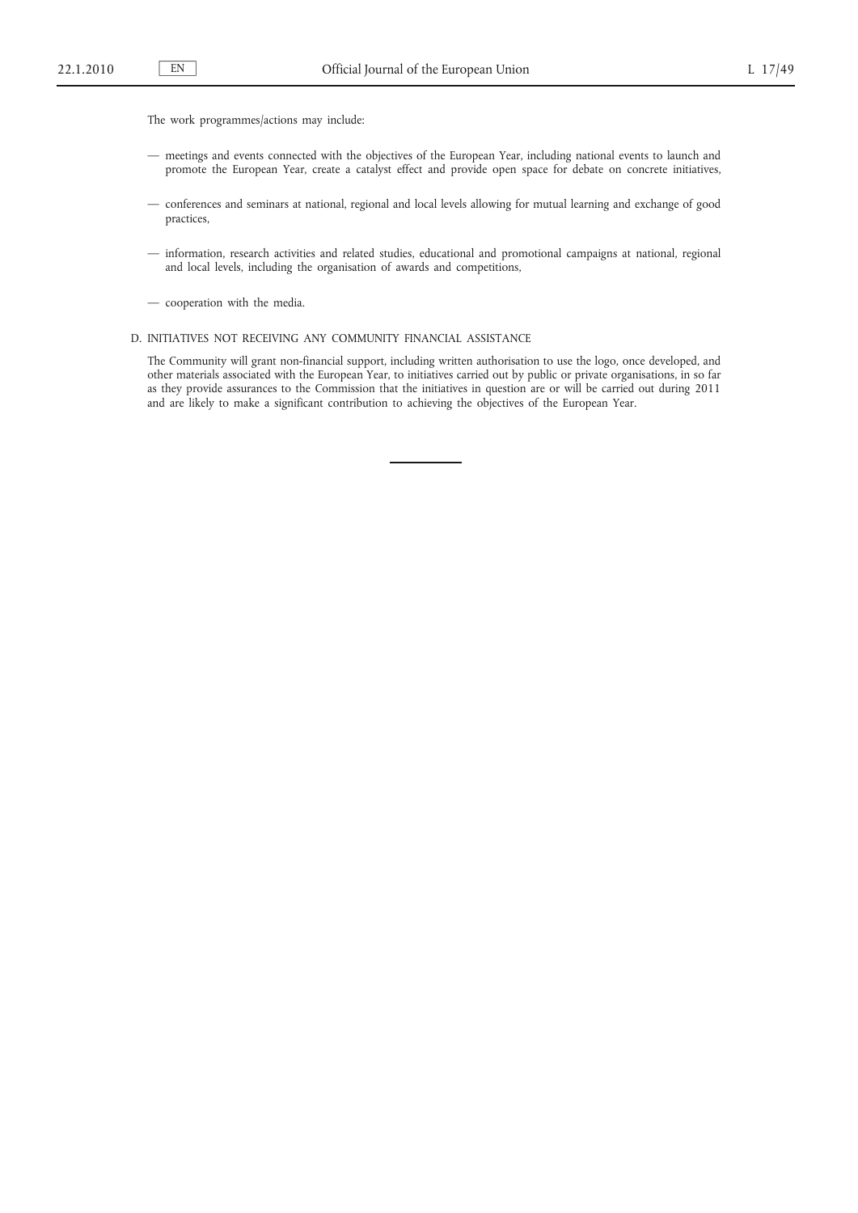The work programmes/actions may include:

— meetings and events connected with the objectives of the European Year, including national events to launch and promote the European Year, create a catalyst effect and provide open space for debate on concrete initiatives,

— conferences and seminars at national, regional and local levels allowing for mutual learning and exchange of good practices,

— information, research activities and related studies, educational and promotional campaigns at national, regional and local levels, including the organisation of awards and competitions,

— cooperation with the media.

D. INITIATIVES NOT RECEIVING ANY COMMUNITY FINANCIAL ASSISTANCE

The Community will grant non-financial support, including written authorisation to use the logo, once developed, and other materials associated with the European Year, to initiatives carried out by public or private organisations, in so far as they provide assurances to the Commission that the initiatives in question are or will be carried out during 2011 and are likely to make a significant contribution to achieving the objectives of the European Year.